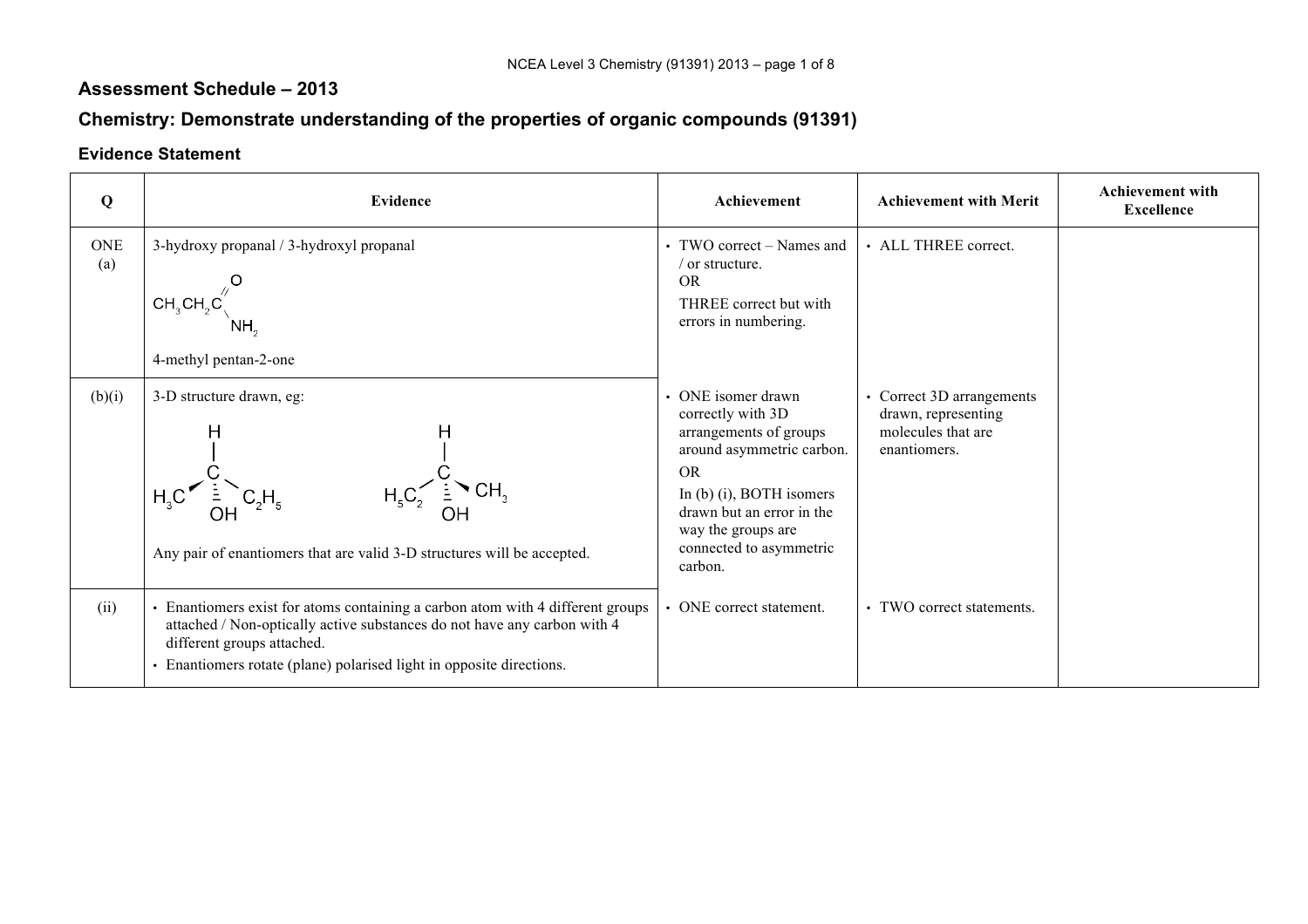## Assessment Schedule – 2013

## Chemistry: Demonstrate understanding of the properties of organic compounds (91391)

### Evidence Statement

| Q | Evidence | Achievement | Achievement with Merit | Achievement with Excellence |
|---|---|---|---|---|
| ONE (a) | 3-hydroxy propanal / 3-hydroxyl propanal<br>$CH_3CH_2C(=O)NH_2$<br>4-methyl pentan-2-one | • TWO correct – Names and / or structure.<br>OR<br>THREE correct but with errors in numbering. | • ALL THREE correct. | |
| (b)(i) | 3-D structure drawn, eg:<br>H–C(OH)(CH$_3$)(C$_2$H$_5$) and H–C(OH)(C$_2$H$_5$)(CH$_3$) (mirror-image 3-D structures)<br>Any pair of enantiomers that are valid 3-D structures will be accepted. | • ONE isomer drawn correctly with 3D arrangements of groups around asymmetric carbon.<br>OR<br>In (b) (i), BOTH isomers drawn but an error in the way the groups are connected to asymmetric carbon. | • Correct 3D arrangements drawn, representing molecules that are enantiomers. | |
| (ii) | • Enantiomers exist for atoms containing a carbon atom with 4 different groups attached / Non-optically active substances do not have any carbon with 4 different groups attached.<br>• Enantiomers rotate (plane) polarised light in opposite directions. | • ONE correct statement. | • TWO correct statements. | |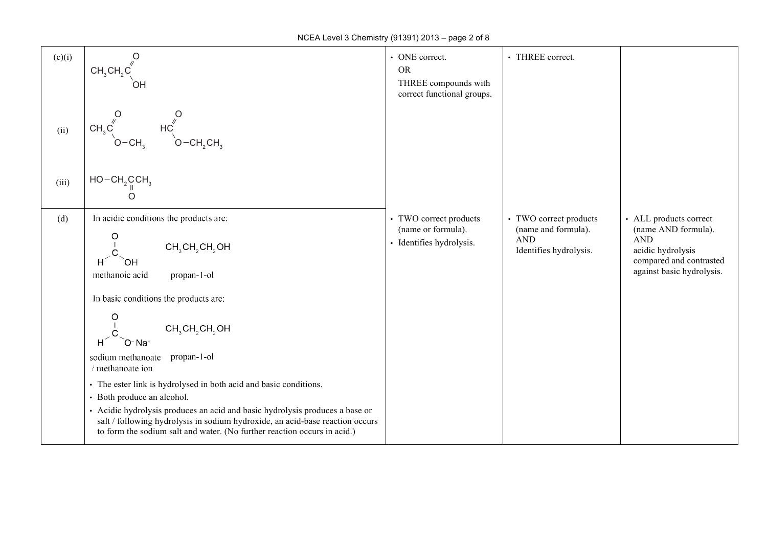| | | | | |
|---|---|---|---|---|
| (c)(i) | $CH_3CH_2C(=O)OH$ | • ONE correct.<br>OR<br>THREE compounds with correct functional groups. | • THREE correct. | |
| (ii) | $CH_3C(=O)O-CH_3$ &nbsp;&nbsp; $HC(=O)O-CH_2CH_3$ | | | |
| (iii) | $HO-CH_2C(=O)CH_3$ | | | |
| (d) | In acidic conditions the products are:<br>$HC(=O)OH$ &nbsp;&nbsp; $CH_3CH_2CH_2OH$<br>methanoic acid &nbsp;&nbsp; propan-1-ol<br><br>In basic conditions the products are:<br>$HC(=O)O^-Na^+$ &nbsp;&nbsp; $CH_3CH_2CH_2OH$<br>sodium methanoate / methanoate ion &nbsp;&nbsp; propan-1-ol<br><br>• The ester link is hydrolysed in both acid and basic conditions.<br>• Both produce an alcohol.<br>• Acidic hydrolysis produces an acid and basic hydrolysis produces a base or salt / following hydrolysis in sodium hydroxide, an acid-base reaction occurs to form the sodium salt and water. (No further reaction occurs in acid.) | • TWO correct products (name or formula).<br>• Identifies hydrolysis. | • TWO correct products (name and formula).<br>AND<br>Identifies hydrolysis. | • ALL products correct (name AND formula).<br>AND<br>acidic hydrolysis compared and contrasted against basic hydrolysis. |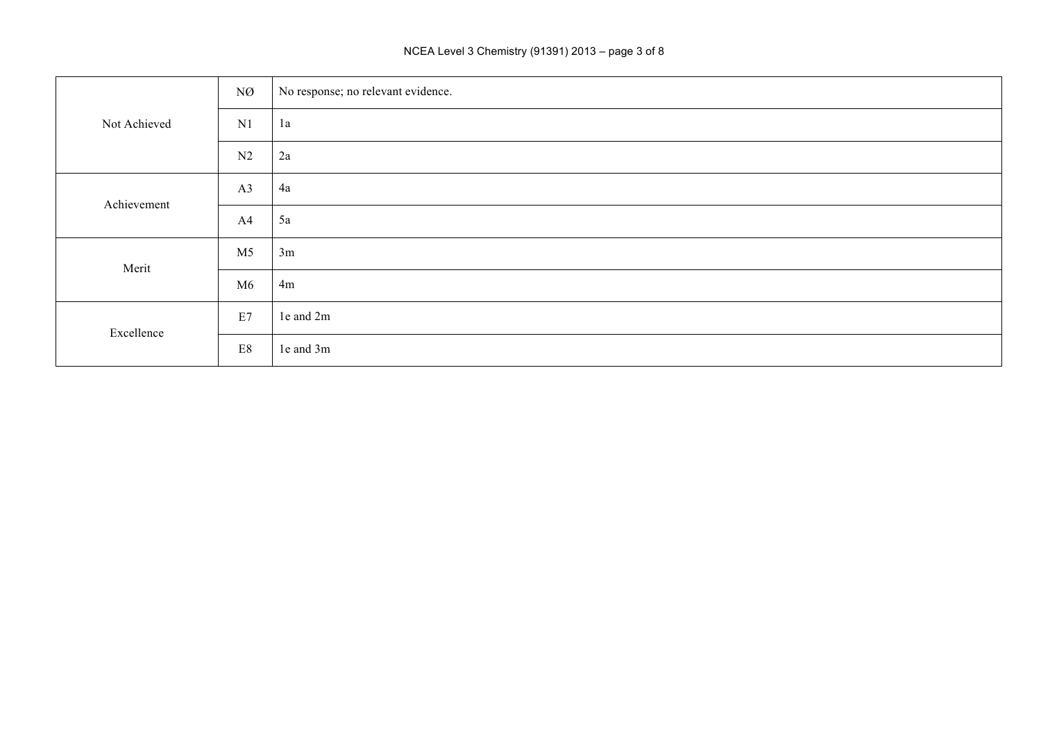| | | |
|---|---|---|
| Not Achieved | NØ | No response; no relevant evidence. |
| | N1 | 1a |
| | N2 | 2a |
| Achievement | A3 | 4a |
| | A4 | 5a |
| Merit | M5 | 3m |
| | M6 | 4m |
| Excellence | E7 | 1e and 2m |
| | E8 | 1e and 3m |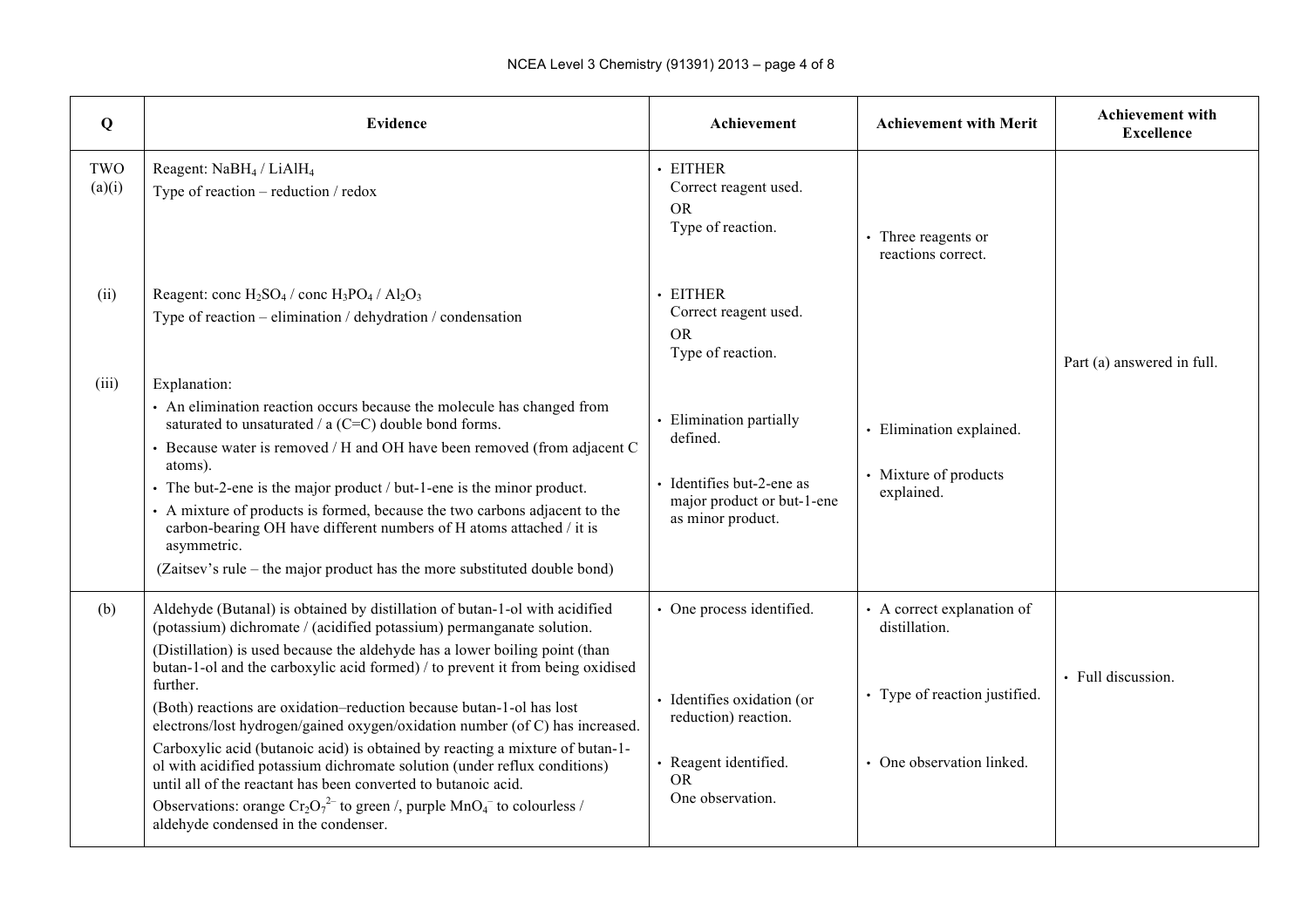| Q | Evidence | Achievement | Achievement with Merit | Achievement with Excellence |
|---|---|---|---|---|
| TWO (a)(i) | Reagent: $NaBH_4$ / $LiAlH_4$<br>Type of reaction – reduction / redox | • EITHER<br>Correct reagent used.<br>OR<br>Type of reaction. | • Three reagents or reactions correct. | Part (a) answered in full. |
| (ii) | Reagent: conc $H_2SO_4$ / conc $H_3PO_4$ / $Al_2O_3$<br>Type of reaction – elimination / dehydration / condensation | • EITHER<br>Correct reagent used.<br>OR<br>Type of reaction. | | |
| (iii) | Explanation:<br>• An elimination reaction occurs because the molecule has changed from saturated to unsaturated / a (C=C) double bond forms.<br>• Because water is removed / H and OH have been removed (from adjacent C atoms).<br>• The but-2-ene is the major product / but-1-ene is the minor product.<br>• A mixture of products is formed, because the two carbons adjacent to the carbon-bearing OH have different numbers of H atoms attached / it is asymmetric.<br>(Zaitsev's rule – the major product has the more substituted double bond) | • Elimination partially defined.<br>• Identifies but-2-ene as major product or but-1-ene as minor product. | • Elimination explained.<br>• Mixture of products explained. | |
| (b) | Aldehyde (Butanal) is obtained by distillation of butan-1-ol with acidified (potassium) dichromate / (acidified potassium) permanganate solution.<br>(Distillation) is used because the aldehyde has a lower boiling point (than butan-1-ol and the carboxylic acid formed) / to prevent it from being oxidised further.<br>(Both) reactions are oxidation–reduction because butan-1-ol has lost electrons/lost hydrogen/gained oxygen/oxidation number (of C) has increased.<br>Carboxylic acid (butanoic acid) is obtained by reacting a mixture of butan-1-ol with acidified potassium dichromate solution (under reflux conditions) until all of the reactant has been converted to butanoic acid.<br>Observations: orange $Cr_2O_7^{2-}$ to green /, purple $MnO_4^-$ to colourless / aldehyde condensed in the condenser. | • One process identified.<br>• Identifies oxidation (or reduction) reaction.<br>• Reagent identified.<br>OR<br>One observation. | • A correct explanation of distillation.<br>• Type of reaction justified.<br>• One observation linked. | • Full discussion. |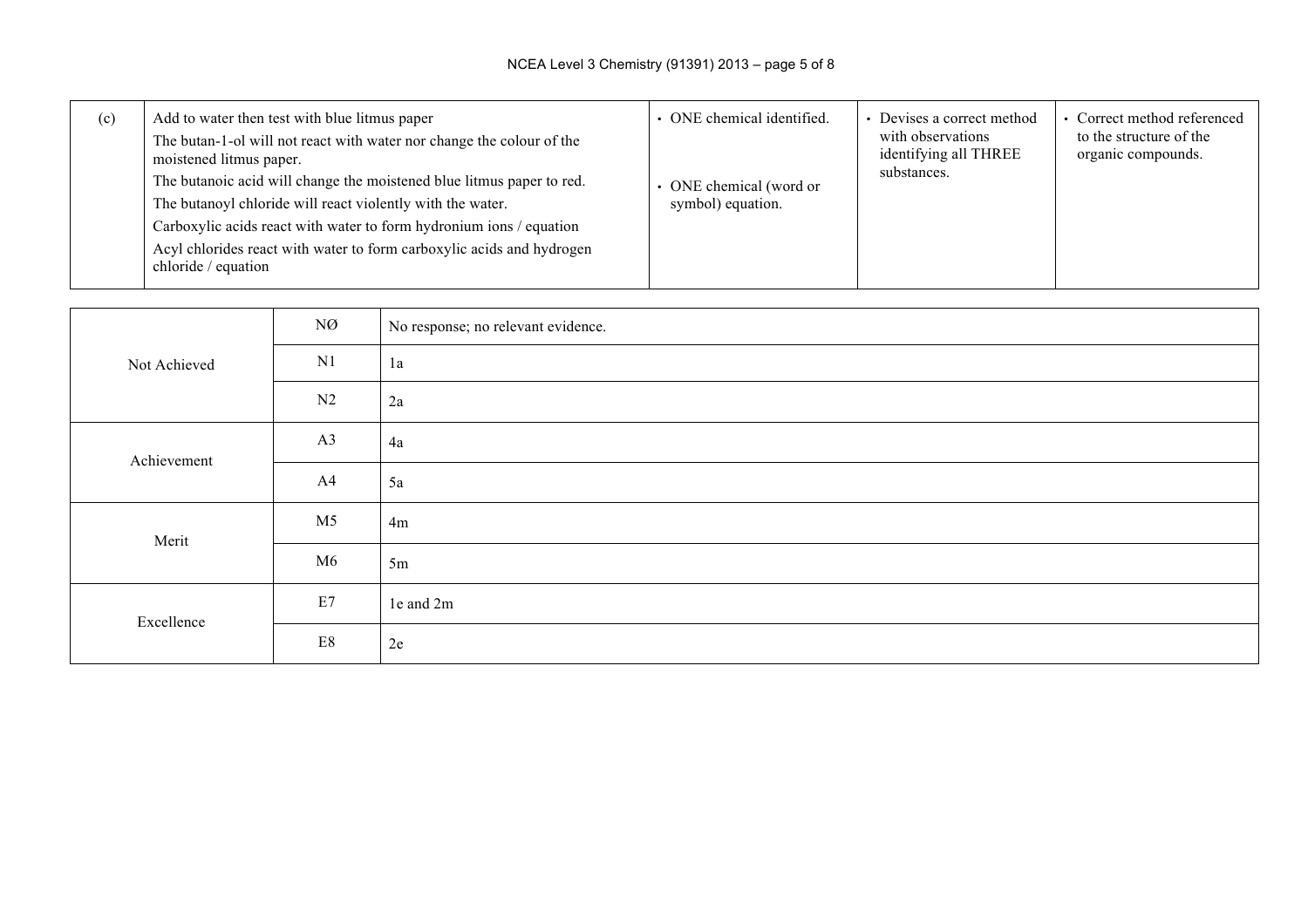| (c) | Add to water then test with blue litmus paper<br>The butan-1-ol will not react with water nor change the colour of the moistened litmus paper.<br>The butanoic acid will change the moistened blue litmus paper to red.<br>The butanoyl chloride will react violently with the water.<br>Carboxylic acids react with water to form hydronium ions / equation<br>Acyl chlorides react with water to form carboxylic acids and hydrogen chloride / equation | • ONE chemical identified.<br><br>• ONE chemical (word or symbol) equation. | • Devises a correct method with observations identifying all THREE substances. | • Correct method referenced to the structure of the organic compounds. |
|---|---|---|---|---|

| | | |
|---|---|---|
| Not Achieved | NØ | No response; no relevant evidence. |
| | N1 | 1a |
| | N2 | 2a |
| Achievement | A3 | 4a |
| | A4 | 5a |
| Merit | M5 | 4m |
| | M6 | 5m |
| Excellence | E7 | 1e and 2m |
| | E8 | 2e |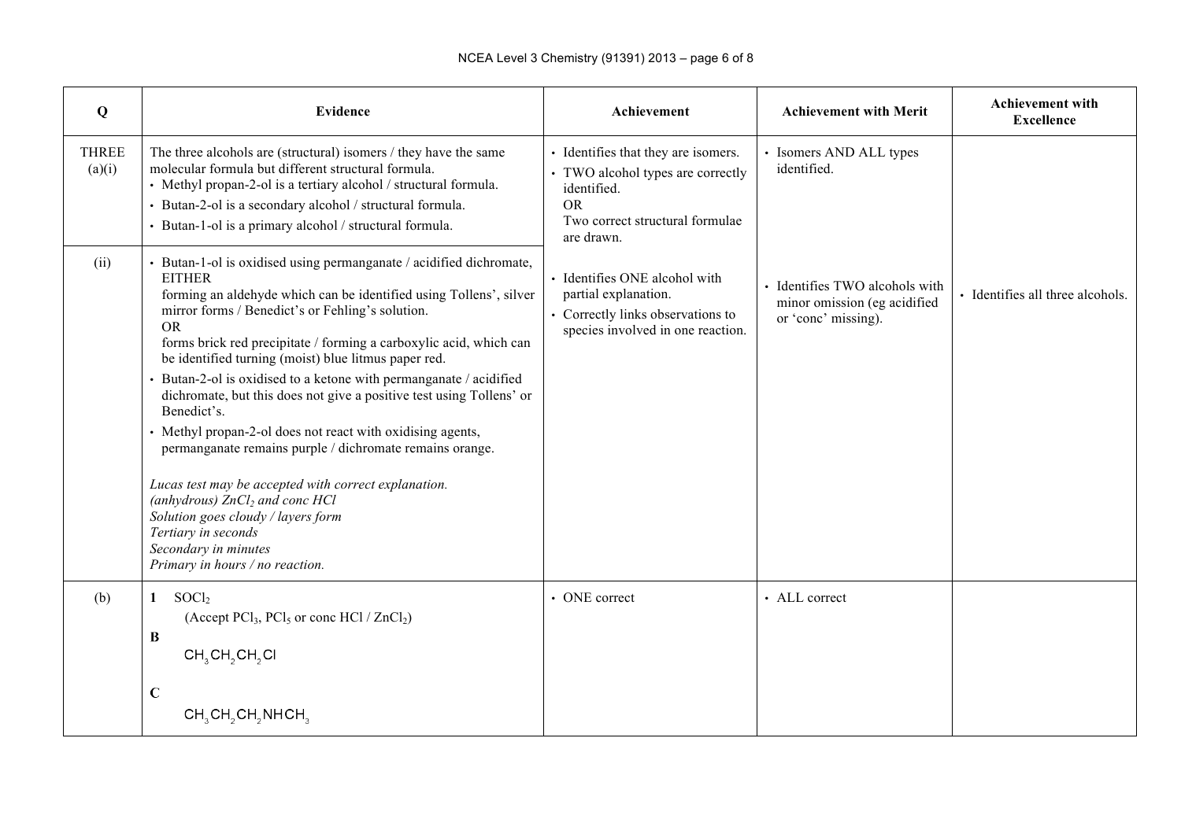| Q | Evidence | Achievement | Achievement with Merit | Achievement with Excellence |
|---|---|---|---|---|
| THREE (a)(i) | The three alcohols are (structural) isomers / they have the same molecular formula but different structural formula.<br>• Methyl propan-2-ol is a tertiary alcohol / structural formula.<br>• Butan-2-ol is a secondary alcohol / structural formula.<br>• Butan-1-ol is a primary alcohol / structural formula. | • Identifies that they are isomers.<br>• TWO alcohol types are correctly identified.<br>OR<br>Two correct structural formulae are drawn. | • Isomers AND ALL types identified. | |
| (ii) | • Butan-1-ol is oxidised using permanganate / acidified dichromate, EITHER<br>forming an aldehyde which can be identified using Tollens', silver mirror forms / Benedict's or Fehling's solution.<br>OR<br>forms brick red precipitate / forming a carboxylic acid, which can be identified turning (moist) blue litmus paper red.<br>• Butan-2-ol is oxidised to a ketone with permanganate / acidified dichromate, but this does not give a positive test using Tollens' or Benedict's.<br>• Methyl propan-2-ol does not react with oxidising agents, permanganate remains purple / dichromate remains orange.<br><br>*Lucas test may be accepted with correct explanation.*<br>*(anhydrous) $ZnCl_2$ and conc HCl*<br>*Solution goes cloudy / layers form*<br>*Tertiary in seconds*<br>*Secondary in minutes*<br>*Primary in hours / no reaction.* | • Identifies ONE alcohol with partial explanation.<br>• Correctly links observations to species involved in one reaction. | • Identifies TWO alcohols with minor omission (eg acidified or 'conc' missing). | • Identifies all three alcohols. |
| (b) | **1** $SOCl_2$<br>(Accept $PCl_3$, $PCl_5$ or conc HCl / $ZnCl_2$)<br>**B**<br>$CH_3CH_2CH_2Cl$<br>**C**<br>$CH_3CH_2CH_2NHCH_3$ | • ONE correct | • ALL correct | |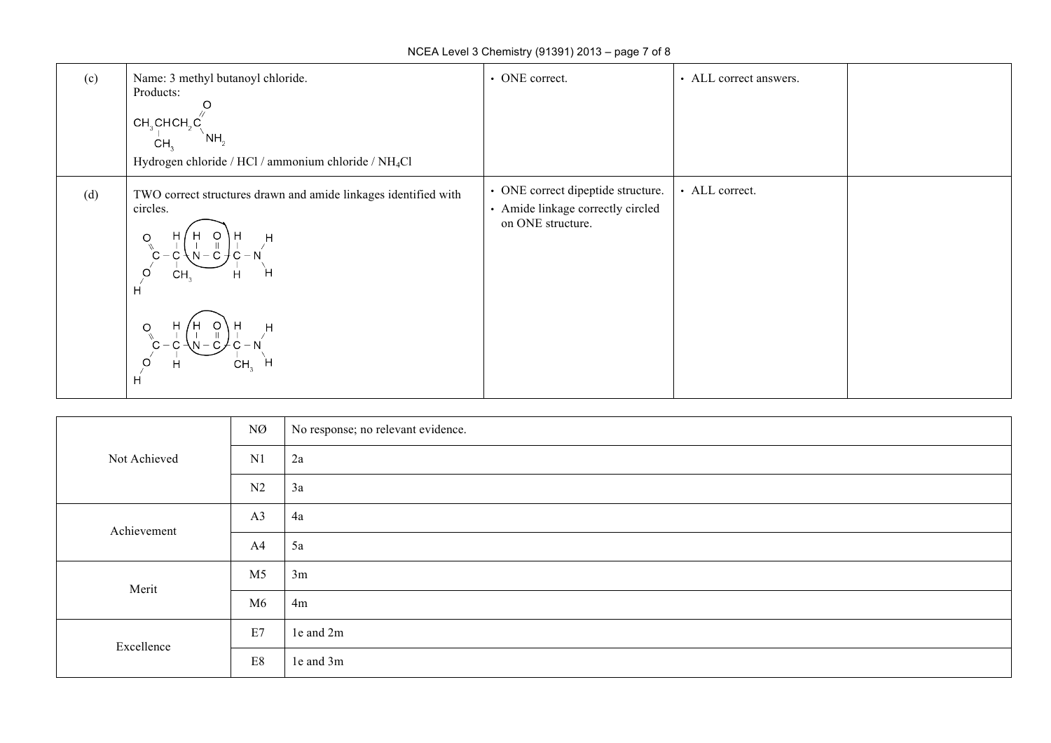| | | | | |
|---|---|---|---|---|
| (c) | Name: 3 methyl butanoyl chloride.<br>Products:<br>$CH_3CH(CH_3)CH_2C(=O)NH_2$<br>Hydrogen chloride / HCl / ammonium chloride / $NH_4Cl$ | • ONE correct. | • ALL correct answers. | |
| (d) | TWO correct structures drawn and amide linkages identified with circles.<br>$HO-C(=O)-CH(CH_3)-NH-C(=O)-CH_2-NH_2$ (amide linkage –NH–C(=O)– circled)<br>$HO-C(=O)-CH_2-NH-C(=O)-CH(CH_3)-NH_2$ (amide linkage –NH–C(=O)– circled) | • ONE correct dipeptide structure.<br>• Amide linkage correctly circled on ONE structure. | • ALL correct. | |

| | | |
|---|---|---|
| Not Achieved | NØ | No response; no relevant evidence. |
| | N1 | 2a |
| | N2 | 3a |
| Achievement | A3 | 4a |
| | A4 | 5a |
| Merit | M5 | 3m |
| | M6 | 4m |
| Excellence | E7 | 1e and 2m |
| | E8 | 1e and 3m |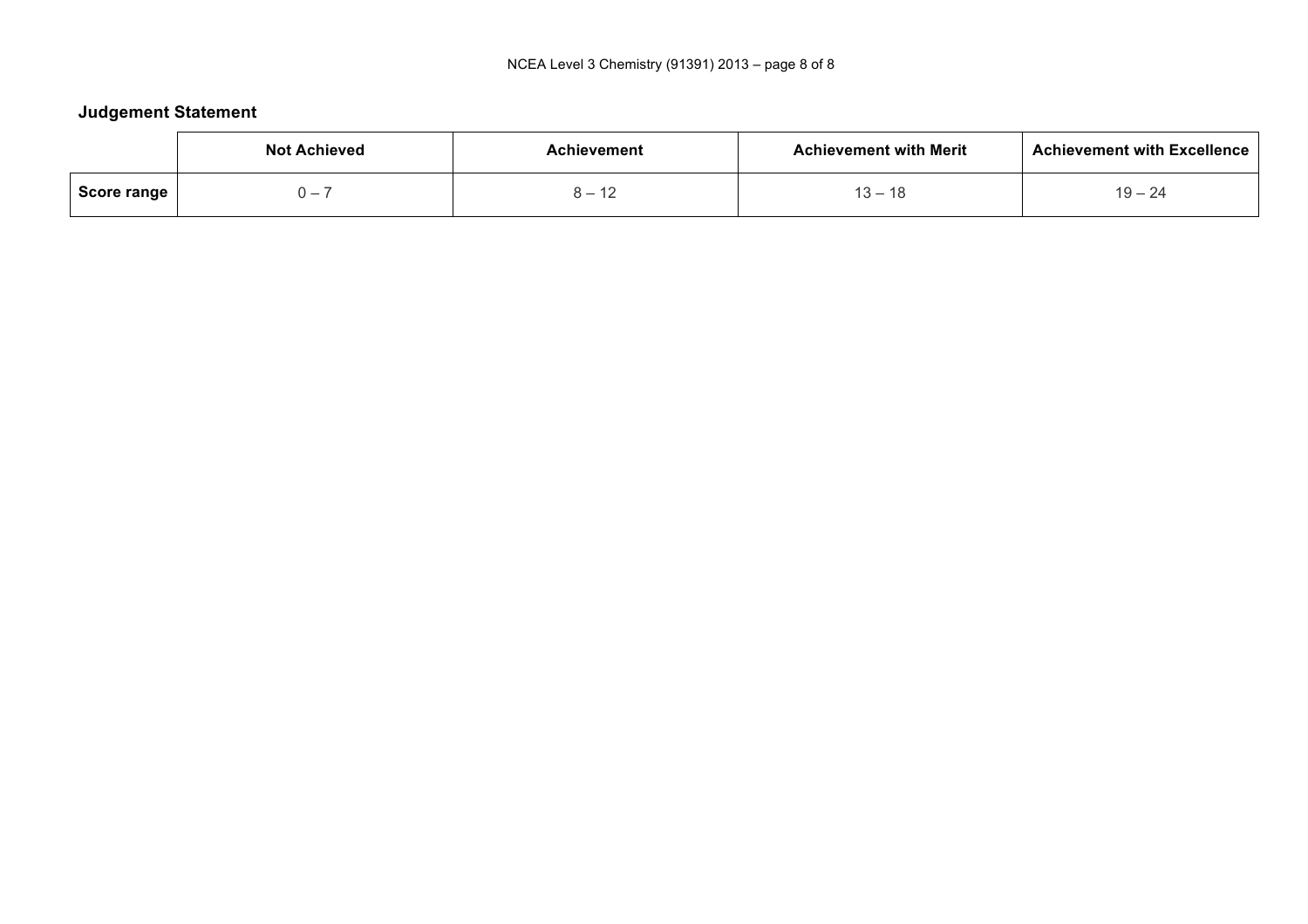## Judgement Statement

| | Not Achieved | Achievement | Achievement with Merit | Achievement with Excellence |
|---|---|---|---|---|
| **Score range** | 0 – 7 | 8 – 12 | 13 – 18 | 19 – 24 |